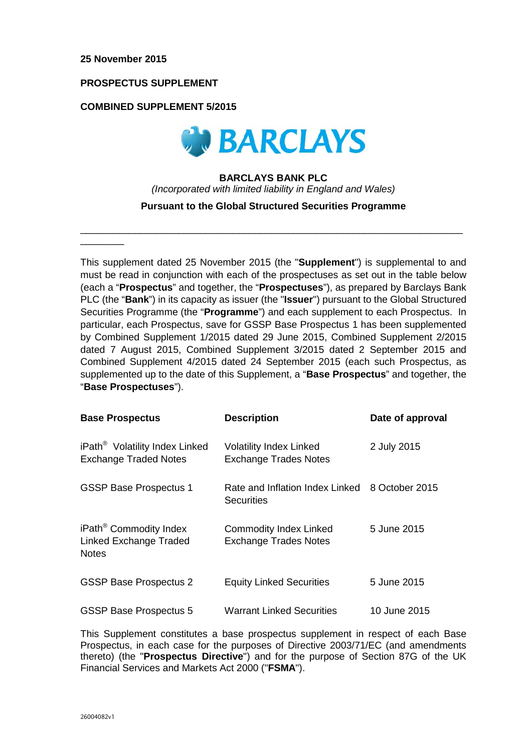**25 November 2015**

**PROSPECTUS SUPPLEMENT**

**COMBINED SUPPLEMENT 5/2015**

**BARCLAYS BANK PLC**

*(Incorporated with limited liability in England and Wales)*

**Pursuant to the Global Structured Securities Programme**

---

This supplement dated 25 November 2015 (the "**Supplement**") is supplemental to and must be read in conjunction with each of the prospectuses as set out in the table below (each a "**Prospectus**" and together, the "**Prospectuses**"), as prepared by Barclays Bank PLC (the "**Bank**") in its capacity as issuer (the "**Issuer**") pursuant to the Global Structured Securities Programme (the "**Programme**") and each supplement to each Prospectus. In particular, each Prospectus, save for GSSP Base Prospectus 1 has been supplemented by Combined Supplement 1/2015 dated 29 June 2015, Combined Supplement 2/2015 dated 7 August 2015, Combined Supplement 3/2015 dated 2 September 2015 and Combined Supplement 4/2015 dated 24 September 2015 (each such Prospectus, as supplemented up to the date of this Supplement, a "**Base Prospectus**" and together, the "**Base Prospectuses**").

| **Base Prospectus** | **Description** | **Date of approval** |
|---|---|---|
| iPath® Volatility Index Linked Exchange Traded Notes | Volatility Index Linked Exchange Trades Notes | 2 July 2015 |
| GSSP Base Prospectus 1 | Rate and Inflation Index Linked Securities | 8 October 2015 |
| iPath® Commodity Index Linked Exchange Traded Notes | Commodity Index Linked Exchange Trades Notes | 5 June 2015 |
| GSSP Base Prospectus 2 | Equity Linked Securities | 5 June 2015 |
| GSSP Base Prospectus 5 | Warrant Linked Securities | 10 June 2015 |

This Supplement constitutes a base prospectus supplement in respect of each Base Prospectus, in each case for the purposes of Directive 2003/71/EC (and amendments thereto) (the "**Prospectus Directive**") and for the purpose of Section 87G of the UK Financial Services and Markets Act 2000 ("**FSMA**").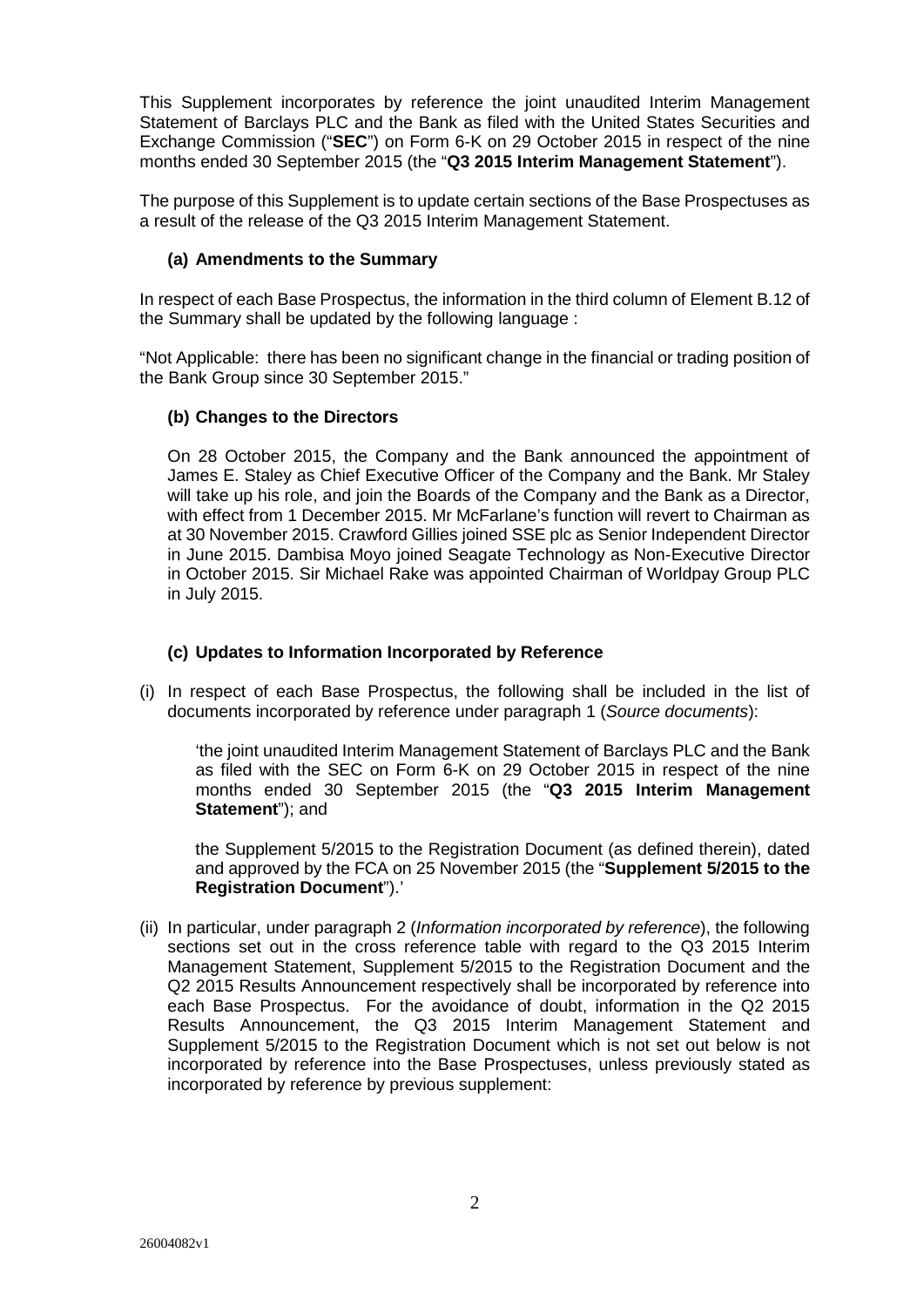This Supplement incorporates by reference the joint unaudited Interim Management Statement of Barclays PLC and the Bank as filed with the United States Securities and Exchange Commission ("**SEC**") on Form 6-K on 29 October 2015 in respect of the nine months ended 30 September 2015 (the "**Q3 2015 Interim Management Statement**").

The purpose of this Supplement is to update certain sections of the Base Prospectuses as a result of the release of the Q3 2015 Interim Management Statement.

### (a) Amendments to the Summary

In respect of each Base Prospectus, the information in the third column of Element B.12 of the Summary shall be updated by the following language :

"Not Applicable: there has been no significant change in the financial or trading position of the Bank Group since 30 September 2015."

### (b) Changes to the Directors

On 28 October 2015, the Company and the Bank announced the appointment of James E. Staley as Chief Executive Officer of the Company and the Bank. Mr Staley will take up his role, and join the Boards of the Company and the Bank as a Director, with effect from 1 December 2015. Mr McFarlane's function will revert to Chairman as at 30 November 2015. Crawford Gillies joined SSE plc as Senior Independent Director in June 2015. Dambisa Moyo joined Seagate Technology as Non-Executive Director in October 2015. Sir Michael Rake was appointed Chairman of Worldpay Group PLC in July 2015.

### (c) Updates to Information Incorporated by Reference

(i) In respect of each Base Prospectus, the following shall be included in the list of documents incorporated by reference under paragraph 1 (*Source documents*):

'the joint unaudited Interim Management Statement of Barclays PLC and the Bank as filed with the SEC on Form 6-K on 29 October 2015 in respect of the nine months ended 30 September 2015 (the "**Q3 2015 Interim Management Statement**"); and

the Supplement 5/2015 to the Registration Document (as defined therein), dated and approved by the FCA on 25 November 2015 (the "**Supplement 5/2015 to the Registration Document**").'

(ii) In particular, under paragraph 2 (*Information incorporated by reference*), the following sections set out in the cross reference table with regard to the Q3 2015 Interim Management Statement, Supplement 5/2015 to the Registration Document and the Q2 2015 Results Announcement respectively shall be incorporated by reference into each Base Prospectus. For the avoidance of doubt, information in the Q2 2015 Results Announcement, the Q3 2015 Interim Management Statement and Supplement 5/2015 to the Registration Document which is not set out below is not incorporated by reference into the Base Prospectuses, unless previously stated as incorporated by reference by previous supplement: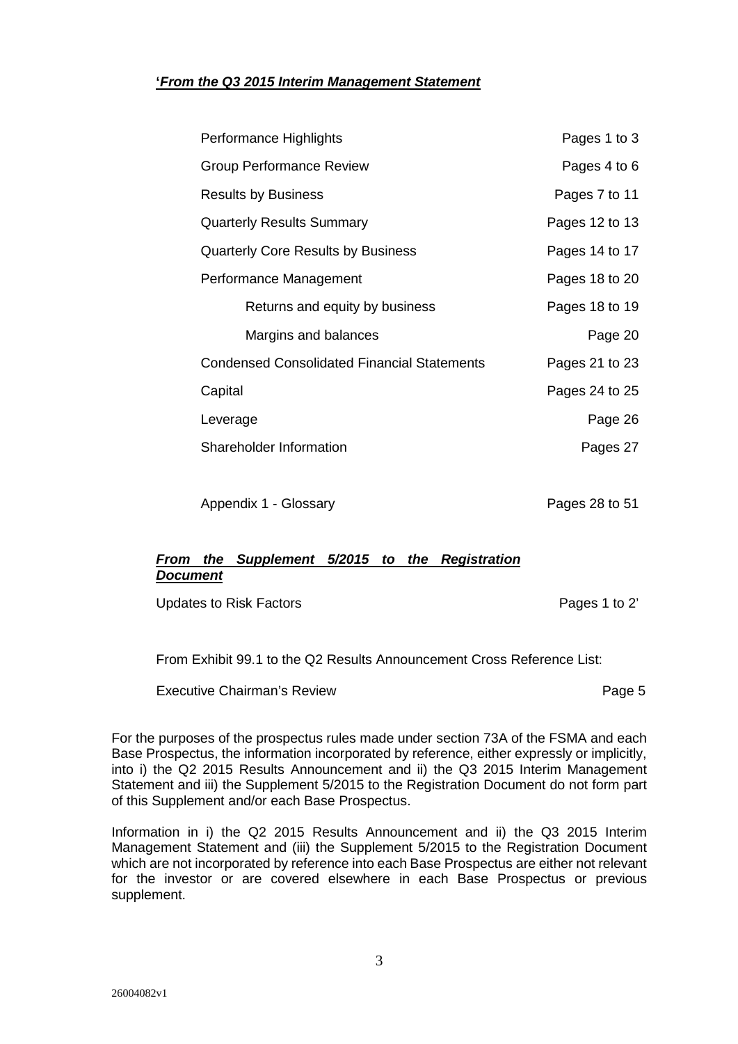***'From the Q3 2015 Interim Management Statement***

| | |
|---|---|
| Performance Highlights | Pages 1 to 3 |
| Group Performance Review | Pages 4 to 6 |
| Results by Business | Pages 7 to 11 |
| Quarterly Results Summary | Pages 12 to 13 |
| Quarterly Core Results by Business | Pages 14 to 17 |
| Performance Management | Pages 18 to 20 |
| Returns and equity by business | Pages 18 to 19 |
| Margins and balances | Page 20 |
| Condensed Consolidated Financial Statements | Pages 21 to 23 |
| Capital | Pages 24 to 25 |
| Leverage | Page 26 |
| Shareholder Information | Pages 27 |
| Appendix 1 - Glossary | Pages 28 to 51 |

***From the Supplement 5/2015 to the Registration Document***

| | |
|---|---|
| Updates to Risk Factors | Pages 1 to 2' |

From Exhibit 99.1 to the Q2 Results Announcement Cross Reference List:

| | |
|---|---|
| Executive Chairman's Review | Page 5 |

For the purposes of the prospectus rules made under section 73A of the FSMA and each Base Prospectus, the information incorporated by reference, either expressly or implicitly, into i) the Q2 2015 Results Announcement and ii) the Q3 2015 Interim Management Statement and iii) the Supplement 5/2015 to the Registration Document do not form part of this Supplement and/or each Base Prospectus.

Information in i) the Q2 2015 Results Announcement and ii) the Q3 2015 Interim Management Statement and (iii) the Supplement 5/2015 to the Registration Document which are not incorporated by reference into each Base Prospectus are either not relevant for the investor or are covered elsewhere in each Base Prospectus or previous supplement.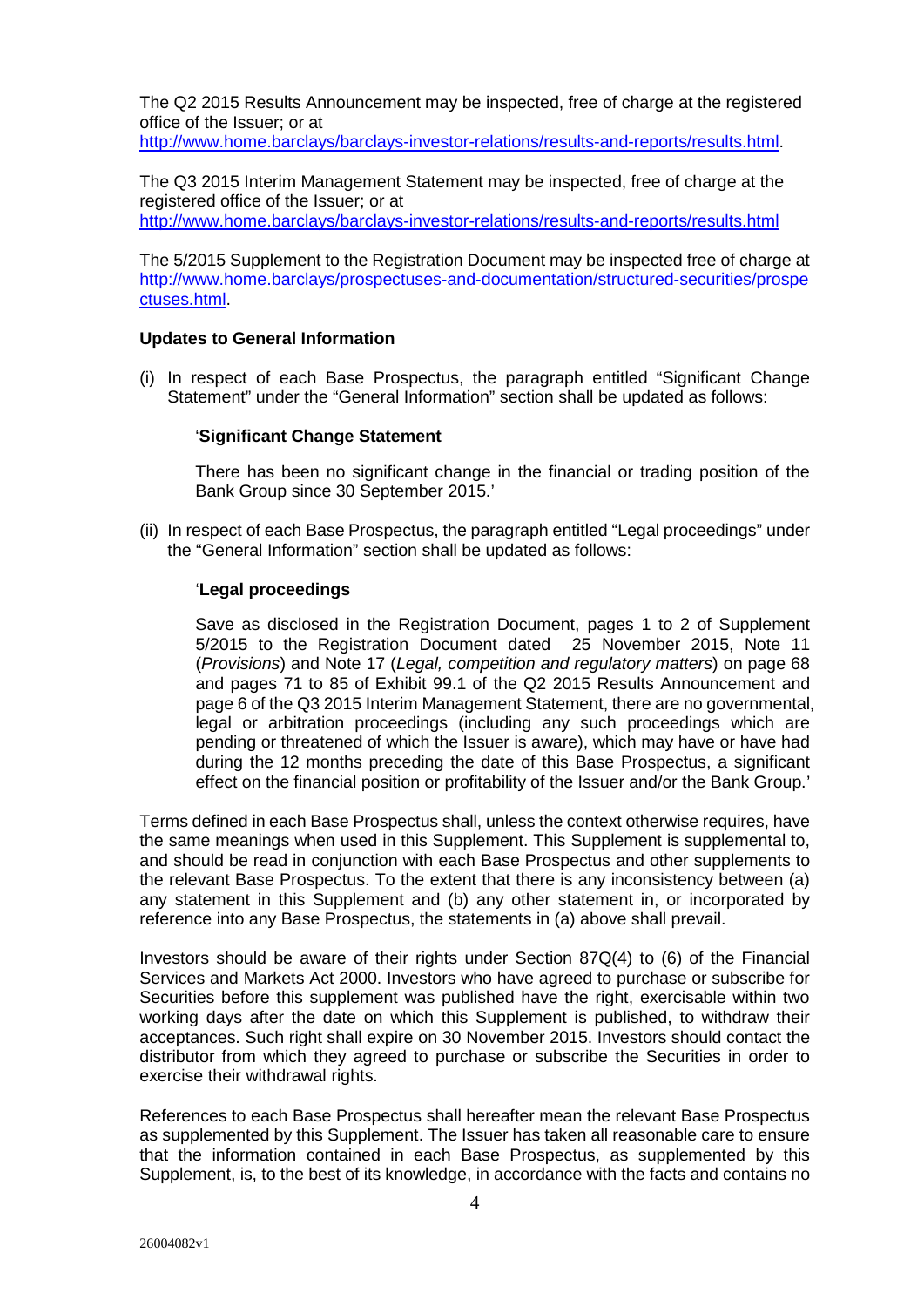The Q2 2015 Results Announcement may be inspected, free of charge at the registered office of the Issuer; or at http://www.home.barclays/barclays-investor-relations/results-and-reports/results.html.

The Q3 2015 Interim Management Statement may be inspected, free of charge at the registered office of the Issuer; or at http://www.home.barclays/barclays-investor-relations/results-and-reports/results.html

The 5/2015 Supplement to the Registration Document may be inspected free of charge at http://www.home.barclays/prospectuses-and-documentation/structured-securities/prospectuses.html.

**Updates to General Information**

(i) In respect of each Base Prospectus, the paragraph entitled "Significant Change Statement" under the "General Information" section shall be updated as follows:

> '**Significant Change Statement**
>
> There has been no significant change in the financial or trading position of the Bank Group since 30 September 2015.'

(ii) In respect of each Base Prospectus, the paragraph entitled "Legal proceedings" under the "General Information" section shall be updated as follows:

> '**Legal proceedings**
>
> Save as disclosed in the Registration Document, pages 1 to 2 of Supplement 5/2015 to the Registration Document dated 25 November 2015, Note 11 (*Provisions*) and Note 17 (*Legal, competition and regulatory matters*) on page 68 and pages 71 to 85 of Exhibit 99.1 of the Q2 2015 Results Announcement and page 6 of the Q3 2015 Interim Management Statement, there are no governmental, legal or arbitration proceedings (including any such proceedings which are pending or threatened of which the Issuer is aware), which may have or have had during the 12 months preceding the date of this Base Prospectus, a significant effect on the financial position or profitability of the Issuer and/or the Bank Group.'

Terms defined in each Base Prospectus shall, unless the context otherwise requires, have the same meanings when used in this Supplement. This Supplement is supplemental to, and should be read in conjunction with each Base Prospectus and other supplements to the relevant Base Prospectus. To the extent that there is any inconsistency between (a) any statement in this Supplement and (b) any other statement in, or incorporated by reference into any Base Prospectus, the statements in (a) above shall prevail.

Investors should be aware of their rights under Section 87Q(4) to (6) of the Financial Services and Markets Act 2000. Investors who have agreed to purchase or subscribe for Securities before this supplement was published have the right, exercisable within two working days after the date on which this Supplement is published, to withdraw their acceptances. Such right shall expire on 30 November 2015. Investors should contact the distributor from which they agreed to purchase or subscribe the Securities in order to exercise their withdrawal rights.

References to each Base Prospectus shall hereafter mean the relevant Base Prospectus as supplemented by this Supplement. The Issuer has taken all reasonable care to ensure that the information contained in each Base Prospectus, as supplemented by this Supplement, is, to the best of its knowledge, in accordance with the facts and contains no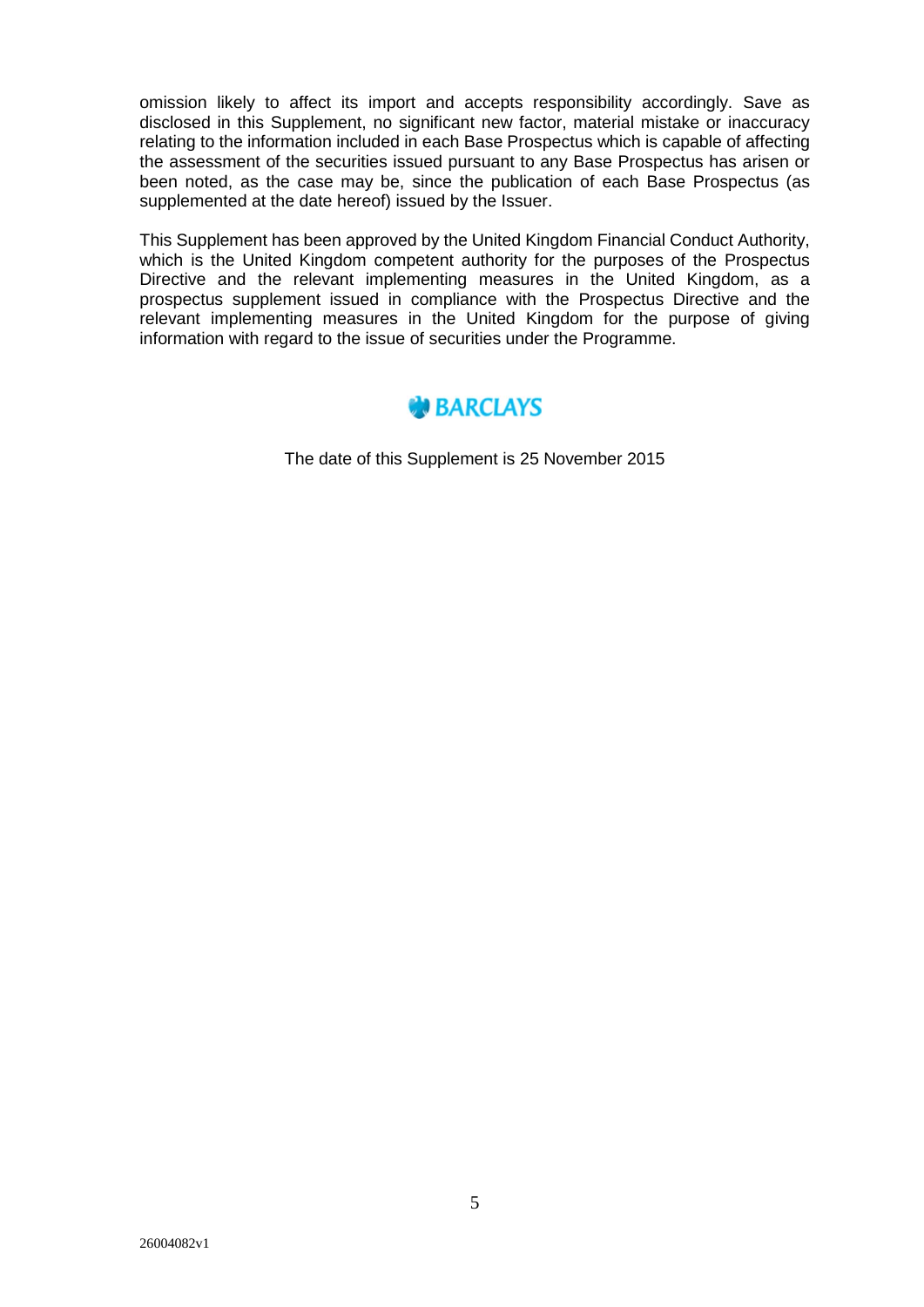omission likely to affect its import and accepts responsibility accordingly. Save as disclosed in this Supplement, no significant new factor, material mistake or inaccuracy relating to the information included in each Base Prospectus which is capable of affecting the assessment of the securities issued pursuant to any Base Prospectus has arisen or been noted, as the case may be, since the publication of each Base Prospectus (as supplemented at the date hereof) issued by the Issuer.

This Supplement has been approved by the United Kingdom Financial Conduct Authority, which is the United Kingdom competent authority for the purposes of the Prospectus Directive and the relevant implementing measures in the United Kingdom, as a prospectus supplement issued in compliance with the Prospectus Directive and the relevant implementing measures in the United Kingdom for the purpose of giving information with regard to the issue of securities under the Programme.

BARCLAYS

The date of this Supplement is 25 November 2015

26004082v1